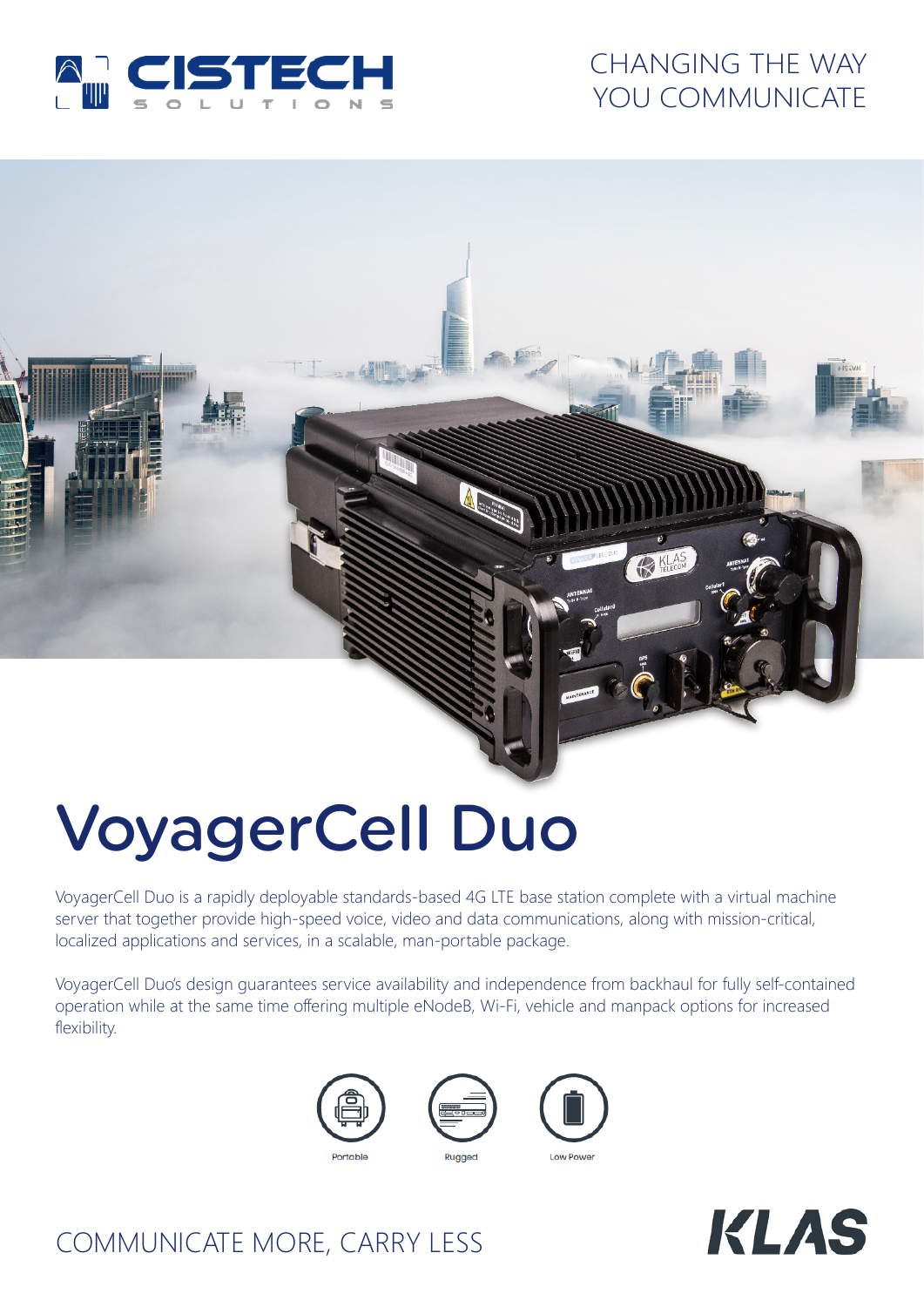CISTECH SOLUTIONS

CHANGING THE WAY YOU COMMUNICATE

# VoyagerCell Duo

VoyagerCell Duo is a rapidly deployable standards-based 4G LTE base station complete with a virtual machine server that together provide high-speed voice, video and data communications, along with mission-critical, localized applications and services, in a scalable, man-portable package.

VoyagerCell Duo's design guarantees service availability and independence from backhaul for fully self-contained operation while at the same time offering multiple eNodeB, Wi-Fi, vehicle and manpack options for increased flexibility.

Portable

Rugged

Low Power

COMMUNICATE MORE, CARRY LESS

KLAS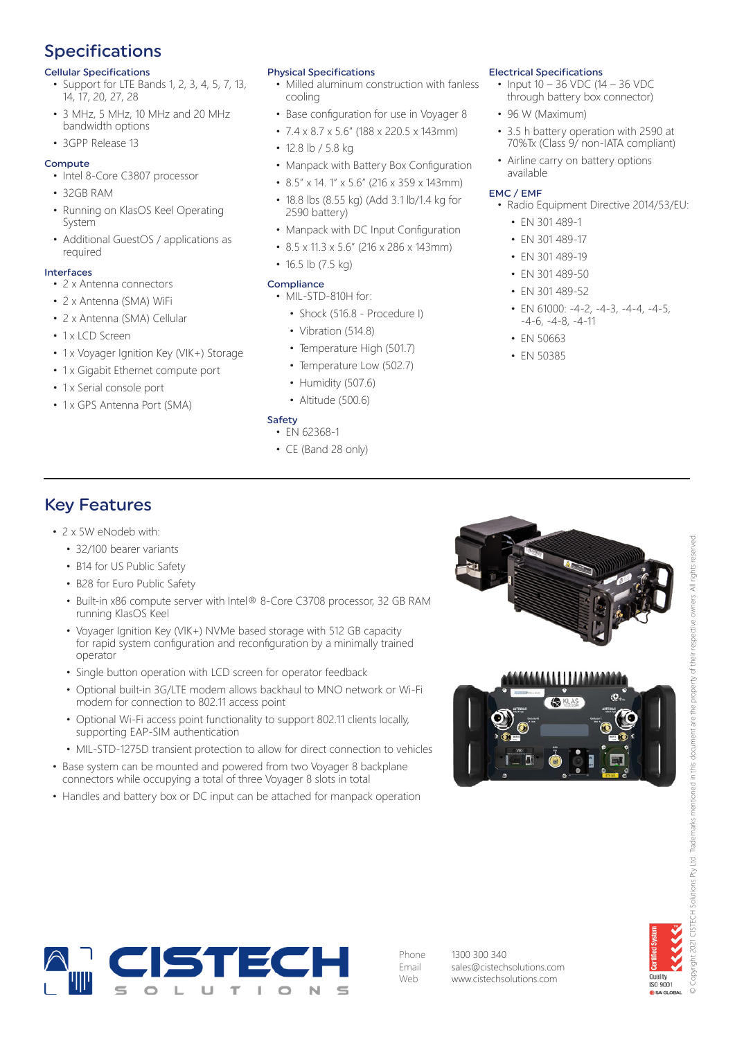# Specifications

### Cellular Specifications

- Support for LTE Bands 1, 2, 3, 4, 5, 7, 13, 14, 17, 20, 27, 28
- 3 MHz, 5 MHz, 10 MHz and 20 MHz bandwidth options
- 3GPP Release 13

### Compute

- Intel 8-Core C3807 processor
- 32GB RAM
- Running on KlasOS Keel Operating System
- Additional GuestOS / applications as required

### Interfaces

- 2 x Antenna connectors
- 2 x Antenna (SMA) WiFi
- 2 x Antenna (SMA) Cellular
- 1 x LCD Screen
- 1 x Voyager Ignition Key (VIK+) Storage
- 1 x Gigabit Ethernet compute port
- 1 x Serial console port
- 1 x GPS Antenna Port (SMA)

### Physical Specifications

- Milled aluminum construction with fanless cooling
- Base configuration for use in Voyager 8
- 7.4 x 8.7 x 5.6" (188 x 220.5 x 143mm)
- 12.8 lb / 5.8 kg
- Manpack with Battery Box Configuration
- 8.5" x 14. 1" x 5.6" (216 x 359 x 143mm)
- 18.8 lbs (8.55 kg) (Add 3.1 lb/1.4 kg for 2590 battery)
- Manpack with DC Input Configuration
- 8.5 x 11.3 x 5.6" (216 x 286 x 143mm)
- 16.5 lb (7.5 kg)

### Compliance

- MIL-STD-810H for:
  - Shock (516.8 - Procedure I)
  - Vibration (514.8)
  - Temperature High (501.7)
  - Temperature Low (502.7)
  - Humidity (507.6)
  - Altitude (500.6)

### Safety

- EN 62368-1
- CE (Band 28 only)

### Electrical Specifications

- Input 10 – 36 VDC (14 – 36 VDC through battery box connector)
- 96 W (Maximum)
- 3.5 h battery operation with 2590 at 70%Tx (Class 9/ non-IATA compliant)
- Airline carry on battery options available

### EMC / EMF

- Radio Equipment Directive 2014/53/EU:
  - EN 301 489-1
  - EN 301 489-17
  - EN 301 489-19
  - EN 301 489-50
  - EN 301 489-52
  - EN 61000: -4-2, -4-3, -4-4, -4-5, -4-6, -4-8, -4-11
  - EN 50663
  - EN 50385

# Key Features

- 2 x 5W eNodeb with:
  - 32/100 bearer variants
  - B14 for US Public Safety
  - B28 for Euro Public Safety
  - Built-in x86 compute server with Intel® 8-Core C3708 processor, 32 GB RAM running KlasOS Keel
  - Voyager Ignition Key (VIK+) NVMe based storage with 512 GB capacity for rapid system configuration and reconfiguration by a minimally trained operator
  - Single button operation with LCD screen for operator feedback
  - Optional built-in 3G/LTE modem allows backhaul to MNO network or Wi-Fi modem for connection to 802.11 access point
  - Optional Wi-Fi access point functionality to support 802.11 clients locally, supporting EAP-SIM authentication
  - MIL-STD-1275D transient protection to allow for direct connection to vehicles
- Base system can be mounted and powered from two Voyager 8 backplane connectors while occupying a total of three Voyager 8 slots in total
- Handles and battery box or DC input can be attached for manpack operation

CISTECH SOLUTIONS

Phone 1300 300 340
Email sales@cistechsolutions.com
Web www.cistechsolutions.com

© Copyright 2021 CISTECH Solutions Pty Ltd. Trademarks mentioned in this document are the property of their respective owners. All rights reserved.